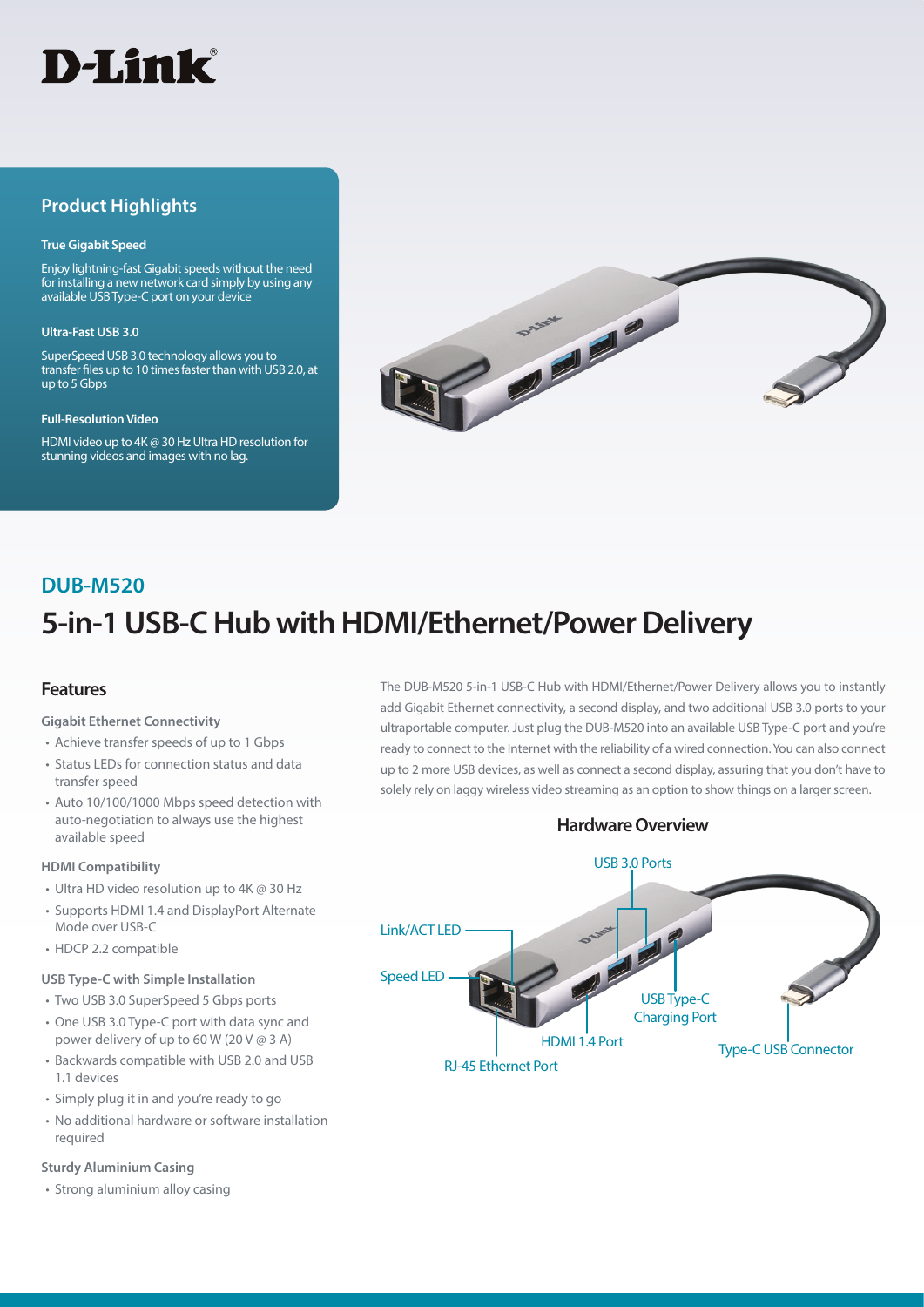D-Link

## Product Highlights

**True Gigabit Speed**

Enjoy lightning-fast Gigabit speeds without the need for installing a new network card simply by using any available USB Type-C port on your device

**Ultra-Fast USB 3.0**

SuperSpeed USB 3.0 technology allows you to transfer files up to 10 times faster than with USB 2.0, at up to 5 Gbps

**Full-Resolution Video**

HDMI video up to 4K @ 30 Hz Ultra HD resolution for stunning videos and images with no lag.

## DUB-M520

# 5-in-1 USB-C Hub with HDMI/Ethernet/Power Delivery

The DUB-M520 5-in-1 USB-C Hub with HDMI/Ethernet/Power Delivery allows you to instantly add Gigabit Ethernet connectivity, a second display, and two additional USB 3.0 ports to your ultraportable computer. Just plug the DUB-M520 into an available USB Type-C port and you're ready to connect to the Internet with the reliability of a wired connection. You can also connect up to 2 more USB devices, as well as connect a second display, assuring that you don't have to solely rely on laggy wireless video streaming as an option to show things on a larger screen.

## Features

**Gigabit Ethernet Connectivity**

- Achieve transfer speeds of up to 1 Gbps
- Status LEDs for connection status and data transfer speed
- Auto 10/100/1000 Mbps speed detection with auto-negotiation to always use the highest available speed

**HDMI Compatibility**

- Ultra HD video resolution up to 4K @ 30 Hz
- Supports HDMI 1.4 and DisplayPort Alternate Mode over USB-C
- HDCP 2.2 compatible

**USB Type-C with Simple Installation**

- Two USB 3.0 SuperSpeed 5 Gbps ports
- One USB 3.0 Type-C port with data sync and power delivery of up to 60 W (20 V @ 3 A)
- Backwards compatible with USB 2.0 and USB 1.1 devices
- Simply plug it in and you're ready to go
- No additional hardware or software installation required

**Sturdy Aluminium Casing**

- Strong aluminium alloy casing

## Hardware Overview

USB 3.0 Ports

Link/ACT LED

Speed LED

USB Type-C Charging Port

HDMI 1.4 Port

Type-C USB Connector

RJ-45 Ethernet Port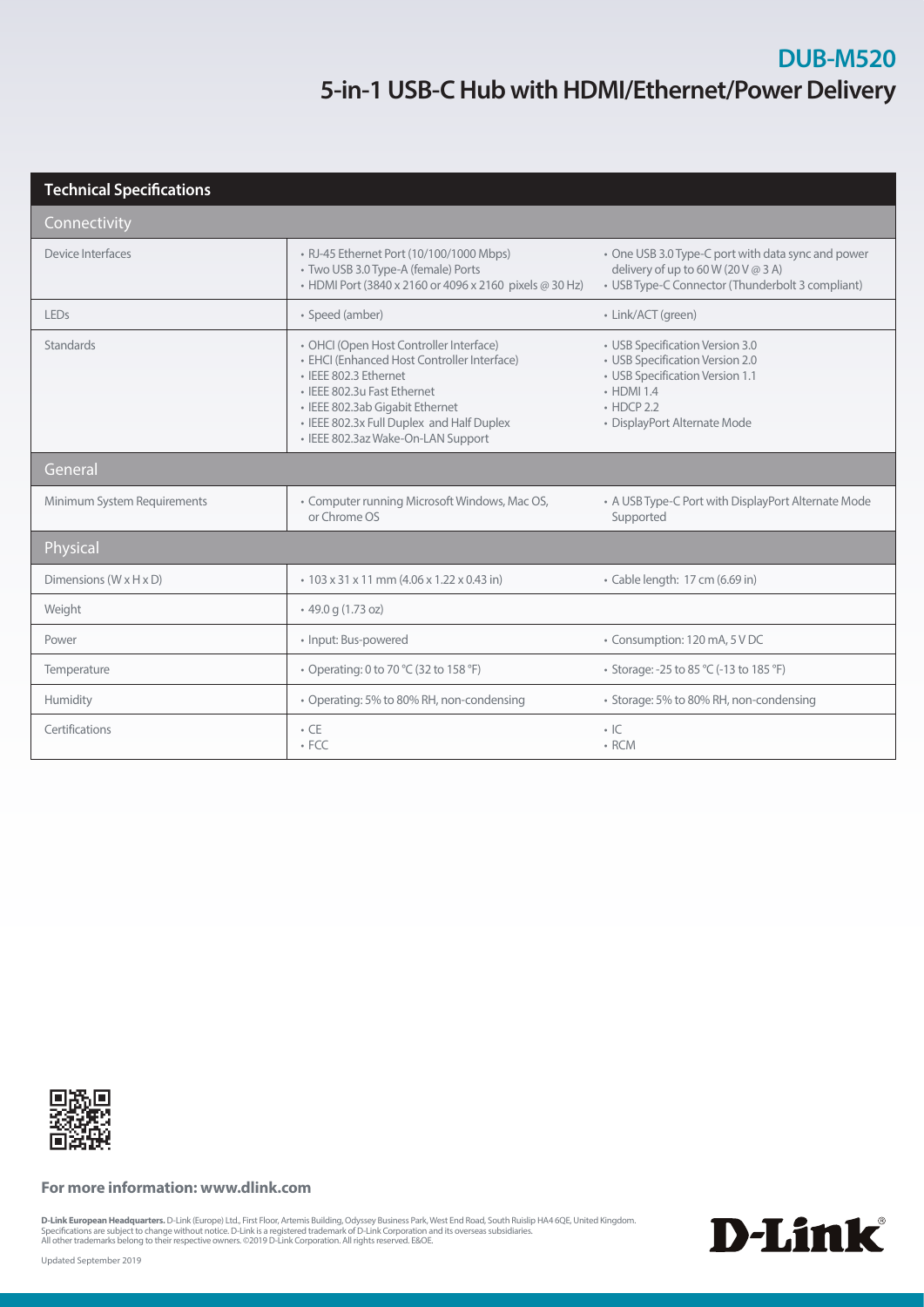# DUB-M520

## 5-in-1 USB-C Hub with HDMI/Ethernet/Power Delivery

| Technical Specifications | | |
|---|---|---|
| **Connectivity** | | |
| Device Interfaces | • RJ-45 Ethernet Port (10/100/1000 Mbps)<br>• Two USB 3.0 Type-A (female) Ports<br>• HDMI Port (3840 x 2160 or 4096 x 2160 pixels @ 30 Hz) | • One USB 3.0 Type-C port with data sync and power delivery of up to 60 W (20 V @ 3 A)<br>• USB Type-C Connector (Thunderbolt 3 compliant) |
| LEDs | • Speed (amber) | • Link/ACT (green) |
| Standards | • OHCI (Open Host Controller Interface)<br>• EHCI (Enhanced Host Controller Interface)<br>• IEEE 802.3 Ethernet<br>• IEEE 802.3u Fast Ethernet<br>• IEEE 802.3ab Gigabit Ethernet<br>• IEEE 802.3x Full Duplex and Half Duplex<br>• IEEE 802.3az Wake-On-LAN Support | • USB Specification Version 3.0<br>• USB Specification Version 2.0<br>• USB Specification Version 1.1<br>• HDMI 1.4<br>• HDCP 2.2<br>• DisplayPort Alternate Mode |
| **General** | | |
| Minimum System Requirements | • Computer running Microsoft Windows, Mac OS, or Chrome OS | • A USB Type-C Port with DisplayPort Alternate Mode Supported |
| **Physical** | | |
| Dimensions (W x H x D) | • 103 x 31 x 11 mm (4.06 x 1.22 x 0.43 in) | • Cable length: 17 cm (6.69 in) |
| Weight | • 49.0 g (1.73 oz) | |
| Power | • Input: Bus-powered | • Consumption: 120 mA, 5 V DC |
| Temperature | • Operating: 0 to 70 °C (32 to 158 °F) | • Storage: -25 to 85 °C (-13 to 185 °F) |
| Humidity | • Operating: 5% to 80% RH, non-condensing | • Storage: 5% to 80% RH, non-condensing |
| Certifications | • CE<br>• FCC | • IC<br>• RCM |

**For more information: www.dlink.com**

**D-Link European Headquarters.** D-Link (Europe) Ltd., First Floor, Artemis Building, Odyssey Business Park, West End Road, South Ruislip HA4 6QE, United Kingdom. Specifications are subject to change without notice. D-Link is a registered trademark of D-Link Corporation and its overseas subsidiaries. All other trademarks belong to their respective owners. ©2019 D-Link Corporation. All rights reserved. E&OE.

D-Link®

Updated September 2019